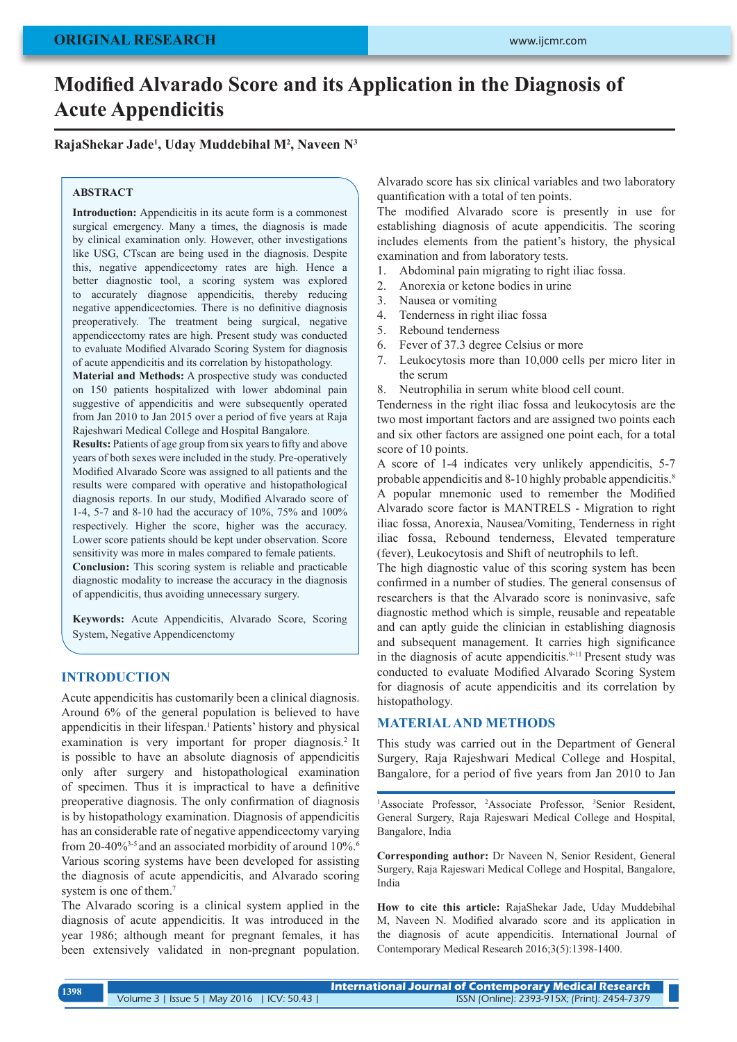ORIGINAL RESEARCH

# Modified Alvarado Score and its Application in the Diagnosis of Acute Appendicitis

**RajaShekar Jade[1], Uday Muddebihal M[2], Naveen N[3]**

## ABSTRACT

**Introduction:** Appendicitis in its acute form is a commonest surgical emergency. Many a times, the diagnosis is made by clinical examination only. However, other investigations like USG, CTscan are being used in the diagnosis. Despite this, negative appendicectomy rates are high. Hence a better diagnostic tool, a scoring system was explored to accurately diagnose appendicitis, thereby reducing negative appendicectomies. There is no definitive diagnosis preoperatively. The treatment being surgical, negative appendicectomy rates are high. Present study was conducted to evaluate Modified Alvarado Scoring System for diagnosis of acute appendicitis and its correlation by histopathology.

**Material and Methods:** A prospective study was conducted on 150 patients hospitalized with lower abdominal pain suggestive of appendicitis and were subsequently operated from Jan 2010 to Jan 2015 over a period of five years at Raja Rajeshwari Medical College and Hospital Bangalore.

**Results:** Patients of age group from six years to fifty and above years of both sexes were included in the study. Pre-operatively Modified Alvarado Score was assigned to all patients and the results were compared with operative and histopathological diagnosis reports. In our study, Modified Alvarado score of 1-4, 5-7 and 8-10 had the accuracy of 10%, 75% and 100% respectively. Higher the score, higher was the accuracy. Lower score patients should be kept under observation. Score sensitivity was more in males compared to female patients.

**Conclusion:** This scoring system is reliable and practicable diagnostic modality to increase the accuracy in the diagnosis of appendicitis, thus avoiding unnecessary surgery.

**Keywords:** Acute Appendicitis, Alvarado Score, Scoring System, Negative Appendicenctomy

## INTRODUCTION

Acute appendicitis has customarily been a clinical diagnosis. Around 6% of the general population is believed to have appendicitis in their lifespan.[1] Patients' history and physical examination is very important for proper diagnosis.[2] It is possible to have an absolute diagnosis of appendicitis only after surgery and histopathological examination of specimen. Thus it is impractical to have a definitive preoperative diagnosis. The only confirmation of diagnosis is by histopathology examination. Diagnosis of appendicitis has an considerable rate of negative appendicectomy varying from 20-40%[3-5] and an associated morbidity of around 10%.[6] Various scoring systems have been developed for assisting the diagnosis of acute appendicitis, and Alvarado scoring system is one of them.[7]

The Alvarado scoring is a clinical system applied in the diagnosis of acute appendicitis. It was introduced in the year 1986; although meant for pregnant females, it has been extensively validated in non-pregnant population. Alvarado score has six clinical variables and two laboratory quantification with a total of ten points.

The modified Alvarado score is presently in use for establishing diagnosis of acute appendicitis. The scoring includes elements from the patient's history, the physical examination and from laboratory tests.

1. Abdominal pain migrating to right iliac fossa.
2. Anorexia or ketone bodies in urine
3. Nausea or vomiting
4. Tenderness in right iliac fossa
5. Rebound tenderness
6. Fever of 37.3 degree Celsius or more
7. Leukocytosis more than 10,000 cells per micro liter in the serum
8. Neutrophilia in serum white blood cell count.

Tenderness in the right iliac fossa and leukocytosis are the two most important factors and are assigned two points each and six other factors are assigned one point each, for a total score of 10 points.

A score of 1-4 indicates very unlikely appendicitis, 5-7 probable appendicitis and 8-10 highly probable appendicitis.[8]

A popular mnemonic used to remember the Modified Alvarado score factor is MANTRELS - Migration to right iliac fossa, Anorexia, Nausea/Vomiting, Tenderness in right iliac fossa, Rebound tenderness, Elevated temperature (fever), Leukocytosis and Shift of neutrophils to left.

The high diagnostic value of this scoring system has been confirmed in a number of studies. The general consensus of researchers is that the Alvarado score is noninvasive, safe diagnostic method which is simple, reusable and repeatable and can aptly guide the clinician in establishing diagnosis and subsequent management. It carries high significance in the diagnosis of acute appendicitis.[9-11] Present study was conducted to evaluate Modified Alvarado Scoring System for diagnosis of acute appendicitis and its correlation by histopathology.

## MATERIAL AND METHODS

This study was carried out in the Department of General Surgery, Raja Rajeshwari Medical College and Hospital, Bangalore, for a period of five years from Jan 2010 to Jan

---

[1]Associate Professor, [2]Associate Professor, [3]Senior Resident, General Surgery, Raja Rajeswari Medical College and Hospital, Bangalore, India

**Corresponding author:** Dr Naveen N, Senior Resident, General Surgery, Raja Rajeswari Medical College and Hospital, Bangalore, India

**How to cite this article:** RajaShekar Jade, Uday Muddebihal M, Naveen N. Modified alvarado score and its application in the diagnosis of acute appendicitis. International Journal of Contemporary Medical Research 2016;3(5):1398-1400.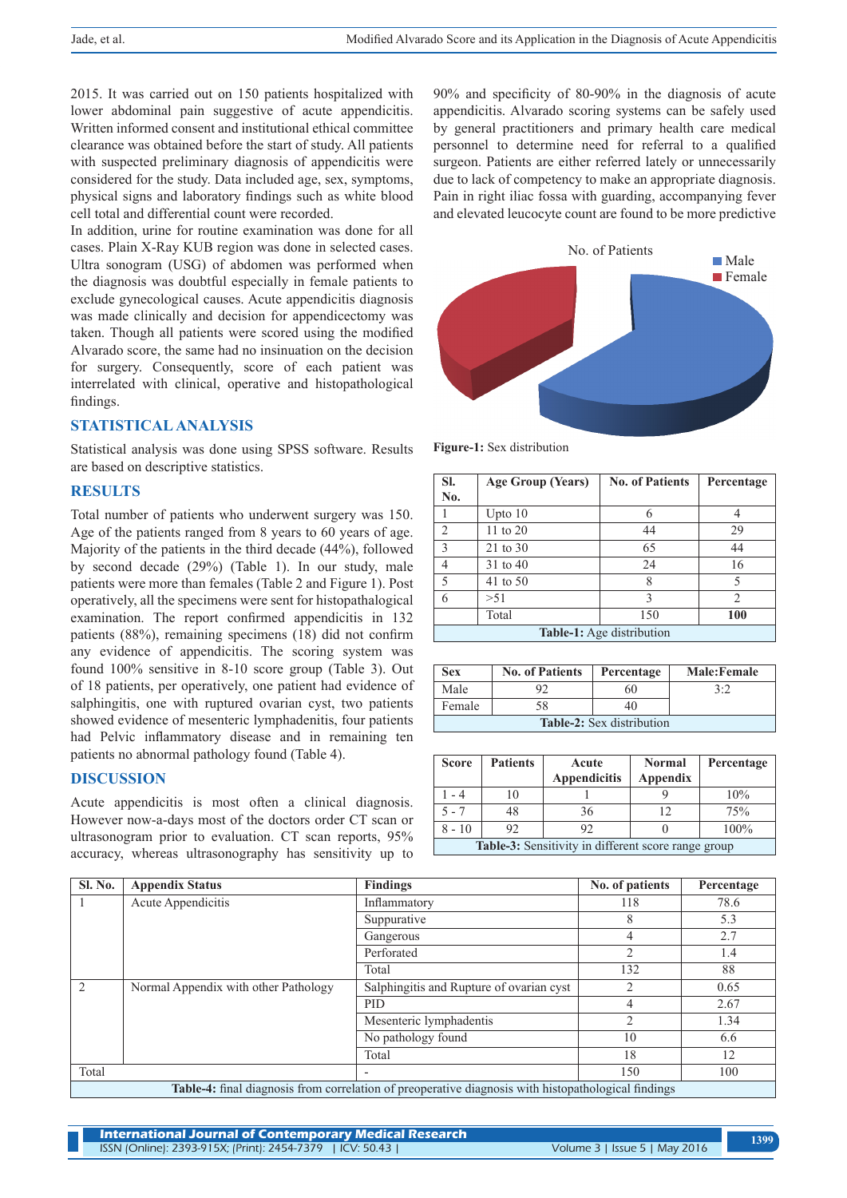2015. It was carried out on 150 patients hospitalized with lower abdominal pain suggestive of acute appendicitis. Written informed consent and institutional ethical committee clearance was obtained before the start of study. All patients with suspected preliminary diagnosis of appendicitis were considered for the study. Data included age, sex, symptoms, physical signs and laboratory findings such as white blood cell total and differential count were recorded.

In addition, urine for routine examination was done for all cases. Plain X-Ray KUB region was done in selected cases. Ultra sonogram (USG) of abdomen was performed when the diagnosis was doubtful especially in female patients to exclude gynecological causes. Acute appendicitis diagnosis was made clinically and decision for appendicectomy was taken. Though all patients were scored using the modified Alvarado score, the same had no insinuation on the decision for surgery. Consequently, score of each patient was interrelated with clinical, operative and histopathological findings.

## STATISTICAL ANALYSIS

Statistical analysis was done using SPSS software. Results are based on descriptive statistics.

## RESULTS

Total number of patients who underwent surgery was 150. Age of the patients ranged from 8 years to 60 years of age. Majority of the patients in the third decade (44%), followed by second decade (29%) (Table 1). In our study, male patients were more than females (Table 2 and Figure 1). Post operatively, all the specimens were sent for histopathalogical examination. The report confirmed appendicitis in 132 patients (88%), remaining specimens (18) did not confirm any evidence of appendicitis. The scoring system was found 100% sensitive in 8-10 score group (Table 3). Out of 18 patients, per operatively, one patient had evidence of salphingitis, one with ruptured ovarian cyst, two patients showed evidence of mesenteric lymphadenitis, four patients had Pelvic inflammatory disease and in remaining ten patients no abnormal pathology found (Table 4).

## DISCUSSION

Acute appendicitis is most often a clinical diagnosis. However now-a-days most of the doctors order CT scan or ultrasonogram prior to evaluation. CT scan reports, 95% accuracy, whereas ultrasonography has sensitivity up to 90% and specificity of 80-90% in the diagnosis of acute appendicitis. Alvarado scoring systems can be safely used by general practitioners and primary health care medical personnel to determine need for referral to a qualified surgeon. Patients are either referred lately or unnecessarily due to lack of competency to make an appropriate diagnosis. Pain in right iliac fossa with guarding, accompanying fever and elevated leucocyte count are found to be more predictive

No. of Patients

Male
Female

**Figure-1:** Sex distribution

| Sl. No. | Age Group (Years) | No. of Patients | Percentage |
|---|---|---|---|
| 1 | Upto 10 | 6 | 4 |
| 2 | 11 to 20 | 44 | 29 |
| 3 | 21 to 30 | 65 | 44 |
| 4 | 31 to 40 | 24 | 16 |
| 5 | 41 to 50 | 8 | 5 |
| 6 | >51 | 3 | 2 |
| | Total | 150 | **100** |

**Table-1:** Age distribution

| Sex | No. of Patients | Percentage | Male:Female |
|---|---|---|---|
| Male | 92 | 60 | 3:2 |
| Female | 58 | 40 | |

**Table-2:** Sex distribution

| Score | Patients | Acute Appendicitis | Normal Appendix | Percentage |
|---|---|---|---|---|
| 1 - 4 | 10 | 1 | 9 | 10% |
| 5 - 7 | 48 | 36 | 12 | 75% |
| 8 - 10 | 92 | 92 | 0 | 100% |

**Table-3:** Sensitivity in different score range group

| Sl. No. | Appendix Status | Findings | No. of patients | Percentage |
|---|---|---|---|---|
| 1 | Acute Appendicitis | Inflammatory | 118 | 78.6 |
| | | Suppurative | 8 | 5.3 |
| | | Gangerous | 4 | 2.7 |
| | | Perforated | 2 | 1.4 |
| | | Total | 132 | 88 |
| 2 | Normal Appendix with other Pathology | Salphingitis and Rupture of ovarian cyst | 2 | 0.65 |
| | | PID | 4 | 2.67 |
| | | Mesenteric lymphadentis | 2 | 1.34 |
| | | No pathology found | 10 | 6.6 |
| | | Total | 18 | 12 |
| Total | | - | 150 | 100 |

**Table-4:** final diagnosis from correlation of preoperative diagnosis with histopathological findings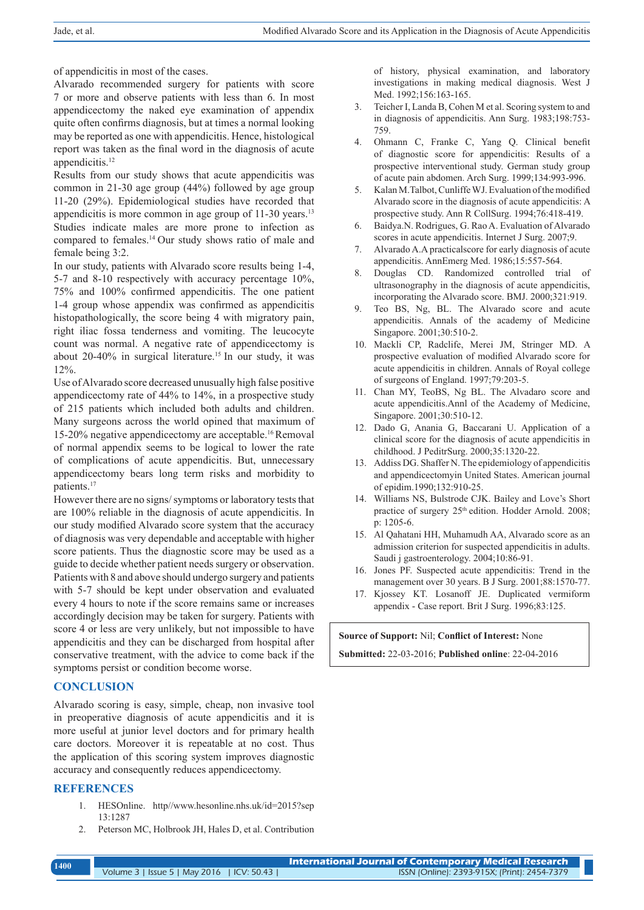of appendicitis in most of the cases.

Alvarado recommended surgery for patients with score 7 or more and observe patients with less than 6. In most appendicectomy the naked eye examination of appendix quite often confirms diagnosis, but at times a normal looking may be reported as one with appendicitis. Hence, histological report was taken as the final word in the diagnosis of acute appendicitis.[12]

Results from our study shows that acute appendicitis was common in 21-30 age group (44%) followed by age group 11-20 (29%). Epidemiological studies have recorded that appendicitis is more common in age group of 11-30 years.[13] Studies indicate males are more prone to infection as compared to females.[14] Our study shows ratio of male and female being 3:2.

In our study, patients with Alvarado score results being 1-4, 5-7 and 8-10 respectively with accuracy percentage 10%, 75% and 100% confirmed appendicitis. The one patient 1-4 group whose appendix was confirmed as appendicitis histopathologically, the score being 4 with migratory pain, right iliac fossa tenderness and vomiting. The leucocyte count was normal. A negative rate of appendicectomy is about 20-40% in surgical literature.[15] In our study, it was 12%.

Use of Alvarado score decreased unusually high false positive appendicectomy rate of 44% to 14%, in a prospective study of 215 patients which included both adults and children. Many surgeons across the world opined that maximum of 15-20% negative appendicectomy are acceptable.[16] Removal of normal appendix seems to be logical to lower the rate of complications of acute appendicitis. But, unnecessary appendicectomy bears long term risks and morbidity to patients.[17]

However there are no signs/ symptoms or laboratory tests that are 100% reliable in the diagnosis of acute appendicitis. In our study modified Alvarado score system that the accuracy of diagnosis was very dependable and acceptable with higher score patients. Thus the diagnostic score may be used as a guide to decide whether patient needs surgery or observation. Patients with 8 and above should undergo surgery and patients with 5-7 should be kept under observation and evaluated every 4 hours to note if the score remains same or increases accordingly decision may be taken for surgery. Patients with score 4 or less are very unlikely, but not impossible to have appendicitis and they can be discharged from hospital after conservative treatment, with the advice to come back if the symptoms persist or condition become worse.

## CONCLUSION

Alvarado scoring is easy, simple, cheap, non invasive tool in preoperative diagnosis of acute appendicitis and it is more useful at junior level doctors and for primary health care doctors. Moreover it is repeatable at no cost. Thus the application of this scoring system improves diagnostic accuracy and consequently reduces appendicectomy.

## REFERENCES

1. HESOnline. http//www.hesonline.nhs.uk/id=2015?sep 13:1287
2. Peterson MC, Holbrook JH, Hales D, et al. Contribution of history, physical examination, and laboratory investigations in making medical diagnosis. West J Med. 1992;156:163-165.
3. Teicher I, Landa B, Cohen M et al. Scoring system to and in diagnosis of appendicitis. Ann Surg. 1983;198:753-759.
4. Ohmann C, Franke C, Yang Q. Clinical benefit of diagnostic score for appendicitis: Results of a prospective interventional study. German study group of acute pain abdomen. Arch Surg. 1999;134:993-996.
5. Kalan M.Talbot, Cunliffe WJ. Evaluation of the modified Alvarado score in the diagnosis of acute appendicitis: A prospective study. Ann R CollSurg. 1994;76:418-419.
6. Baidya.N. Rodrigues, G. Rao A. Evaluation of Alvarado scores in acute appendicitis. Internet J Surg. 2007;9.
7. Alvarado A.A practicalscore for early diagnosis of acute appendicitis. AnnEmerg Med. 1986;15:557-564.
8. Douglas CD. Randomized controlled trial of ultrasonography in the diagnosis of acute appendicitis, incorporating the Alvarado score. BMJ. 2000;321:919.
9. Teo BS, Ng, BL. The Alvarado score and acute appendicitis. Annals of the academy of Medicine Singapore. 2001;30:510-2.
10. Mackli CP, Radclife, Merei JM, Stringer MD. A prospective evaluation of modified Alvarado score for acute appendicitis in children. Annals of Royal college of surgeons of England. 1997;79:203-5.
11. Chan MY, TeoBS, Ng BL. The Alvadaro score and acute appendicitis.Annl of the Academy of Medicine, Singapore. 2001;30:510-12.
12. Dado G, Anania G, Baccarani U. Application of a clinical score for the diagnosis of acute appendicitis in childhood. J PeditrSurg. 2000;35:1320-22.
13. Addiss DG. Shaffer N. The epidemiology of appendicitis and appendicectomyin United States. American journal of epidim.1990;132:910-25.
14. Williams NS, Bulstrode CJK. Bailey and Love's Short practice of surgery 25th edition. Hodder Arnold. 2008; p: 1205-6.
15. Al Qahatani HH, Muhamudh AA, Alvarado score as an admission criterion for suspected appendicitis in adults. Saudi j gastroenterology. 2004;10:86-91.
16. Jones PF. Suspected acute appendicitis: Trend in the management over 30 years. B J Surg. 2001;88:1570-77.
17. Kjossey KT. Losanoff JE. Duplicated vermiform appendix - Case report. Brit J Surg. 1996;83:125.

**Source of Support:** Nil; **Conflict of Interest:** None

**Submitted:** 22-03-2016; **Published online**: 22-04-2016